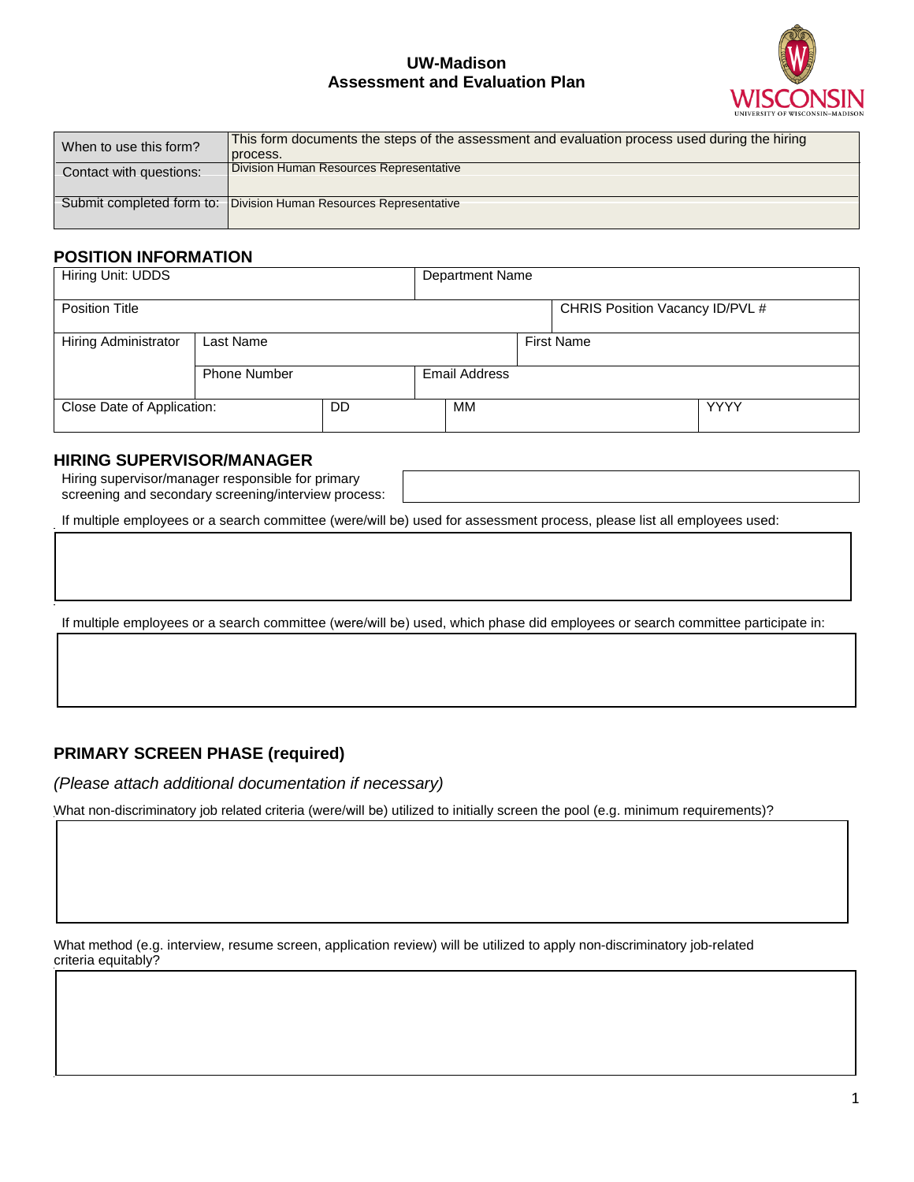# UW-Madison
## Assessment and Evaluation Plan

| | |
|---|---|
| When to use this form? | This form documents the steps of the assessment and evaluation process used during the hiring process. |
| Contact with questions: | Division Human Resources Representative |
| Submit completed form to: | Division Human Resources Representative |

## POSITION INFORMATION

| | | | |
|---|---|---|---|
| Hiring Unit: UDDS | | Department Name | |
| Position Title | | | CHRIS Position Vacancy ID/PVL # |
| Hiring Administrator | Last Name | First Name | |
| | Phone Number | Email Address | |
| Close Date of Application: | DD | MM | YYYY |

## HIRING SUPERVISOR/MANAGER

Hiring supervisor/manager responsible for primary screening and secondary screening/interview process:

If multiple employees or a search committee (were/will be) used for assessment process, please list all employees used:

If multiple employees or a search committee (were/will be) used, which phase did employees or search committee participate in:

## PRIMARY SCREEN PHASE (required)

*(Please attach additional documentation if necessary)*

What non-discriminatory job related criteria (were/will be) utilized to initially screen the pool (e.g. minimum requirements)?

What method (e.g. interview, resume screen, application review) will be utilized to apply non-discriminatory job-related criteria equitably?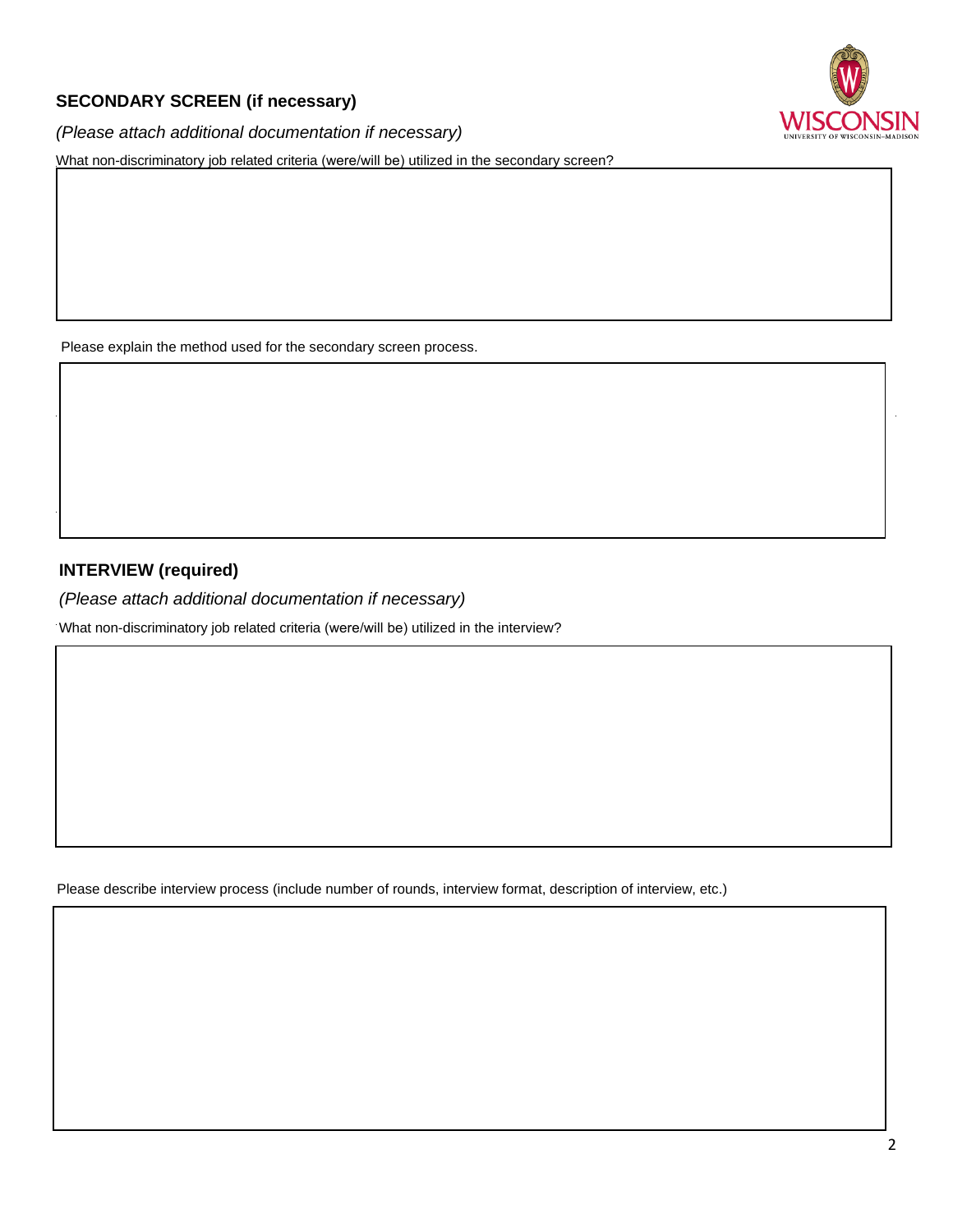## SECONDARY SCREEN (if necessary)

*(Please attach additional documentation if necessary)*

What non-discriminatory job related criteria (were/will be) utilized in the secondary screen?

Please explain the method used for the secondary screen process.

## INTERVIEW (required)

*(Please attach additional documentation if necessary)*

What non-discriminatory job related criteria (were/will be) utilized in the interview?

Please describe interview process (include number of rounds, interview format, description of interview, etc.)